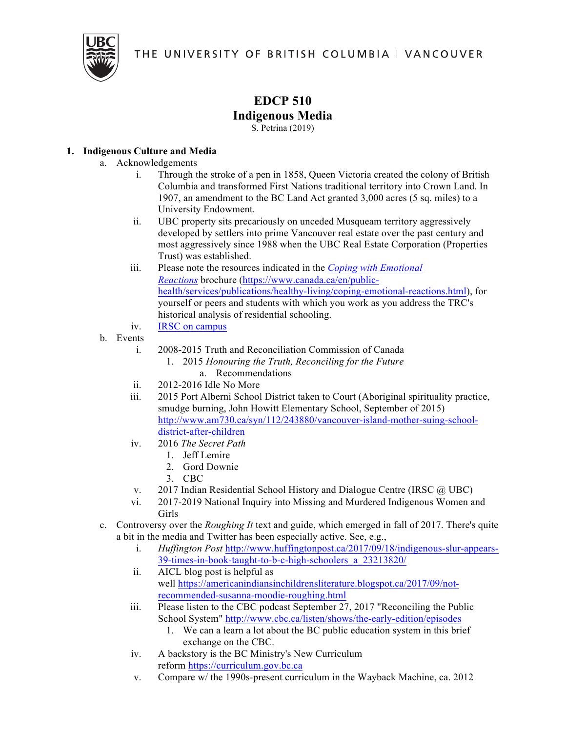THE UNIVERSITY OF BRITISH COLUMBIA | VANCOUVER

# EDCP 510
# Indigenous Media

S. Petrina (2019)

1. **Indigenous Culture and Media**
   a. Acknowledgements
      i. Through the stroke of a pen in 1858, Queen Victoria created the colony of British Columbia and transformed First Nations traditional territory into Crown Land. In 1907, an amendment to the BC Land Act granted 3,000 acres (5 sq. miles) to a University Endowment.
      ii. UBC property sits precariously on unceded Musqueam territory aggressively developed by settlers into prime Vancouver real estate over the past century and most aggressively since 1988 when the UBC Real Estate Corporation (Properties Trust) was established.
      iii. Please note the resources indicated in the *Coping with Emotional Reactions* brochure (https://www.canada.ca/en/public-health/services/publications/healthy-living/coping-emotional-reactions.html), for yourself or peers and students with which you work as you address the TRC's historical analysis of residential schooling.
      iv. IRSC on campus
   b. Events
      i. 2008-2015 Truth and Reconciliation Commission of Canada
         1. 2015 *Honouring the Truth, Reconciling for the Future*
            a. Recommendations
      ii. 2012-2016 Idle No More
      iii. 2015 Port Alberni School District taken to Court (Aboriginal spirituality practice, smudge burning, John Howitt Elementary School, September of 2015) http://www.am730.ca/syn/112/243880/vancouver-island-mother-suing-school-district-after-children
      iv. 2016 *The Secret Path*
         1. Jeff Lemire
         2. Gord Downie
         3. CBC
      v. 2017 Indian Residential School History and Dialogue Centre (IRSC @ UBC)
      vi. 2017-2019 National Inquiry into Missing and Murdered Indigenous Women and Girls
   c. Controversy over the *Roughing It* text and guide, which emerged in fall of 2017. There's quite a bit in the media and Twitter has been especially active. See, e.g.,
      i. *Huffington Post* http://www.huffingtonpost.ca/2017/09/18/indigenous-slur-appears-39-times-in-book-taught-to-b-c-high-schoolers_a_23213820/
      ii. AICL blog post is helpful as well https://americanindiansinchildrensliterature.blogspot.ca/2017/09/not-recommended-susanna-moodie-roughing.html
      iii. Please listen to the CBC podcast September 27, 2017 "Reconciling the Public School System" http://www.cbc.ca/listen/shows/the-early-edition/episodes
         1. We can a learn a lot about the BC public education system in this brief exchange on the CBC.
      iv. A backstory is the BC Ministry's New Curriculum reform https://curriculum.gov.bc.ca
      v. Compare w/ the 1990s-present curriculum in the Wayback Machine, ca. 2012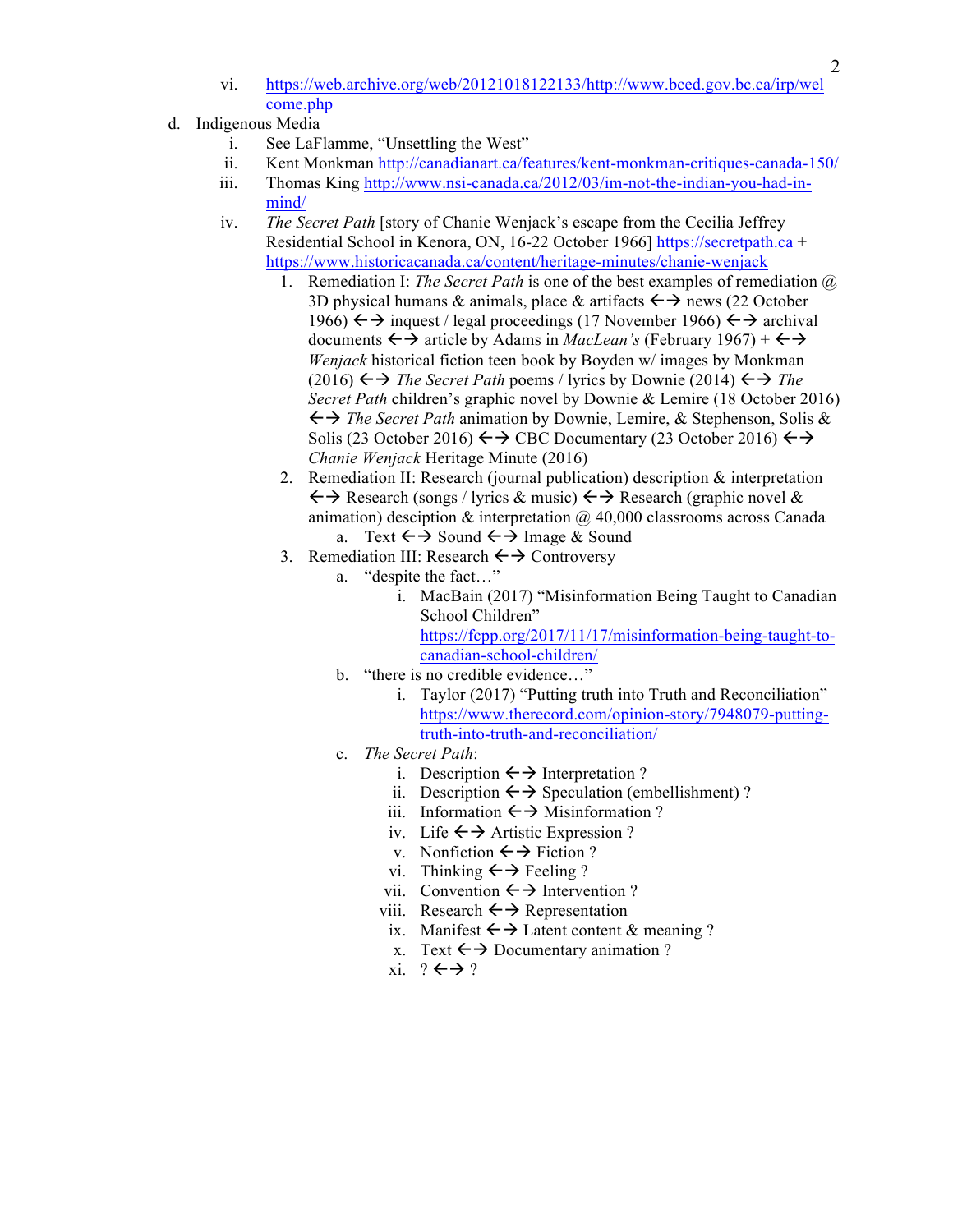vi. https://web.archive.org/web/20121018122133/http://www.bced.gov.bc.ca/irp/welcome.php

d. Indigenous Media
   i. See LaFlamme, "Unsettling the West"
   ii. Kent Monkman http://canadianart.ca/features/kent-monkman-critiques-canada-150/
   iii. Thomas King http://www.nsi-canada.ca/2012/03/im-not-the-indian-you-had-in-mind/
   iv. *The Secret Path* [story of Chanie Wenjack's escape from the Cecilia Jeffrey Residential School in Kenora, ON, 16-22 October 1966] https://secretpath.ca + https://www.historicacanada.ca/content/heritage-minutes/chanie-wenjack
      1. Remediation I: *The Secret Path* is one of the best examples of remediation @ 3D physical humans & animals, place & artifacts ←→ news (22 October 1966) ←→ inquest / legal proceedings (17 November 1966) ←→ archival documents ←→ article by Adams in *MacLean's* (February 1967) + ←→ *Wenjack* historical fiction teen book by Boyden w/ images by Monkman (2016) ←→ *The Secret Path* poems / lyrics by Downie (2014) ←→ *The Secret Path* children's graphic novel by Downie & Lemire (18 October 2016) ←→ *The Secret Path* animation by Downie, Lemire, & Stephenson, Solis & Solis (23 October 2016) ←→ CBC Documentary (23 October 2016) ←→ *Chanie Wenjack* Heritage Minute (2016)
      2. Remediation II: Research (journal publication) description & interpretation ←→ Research (songs / lyrics & music) ←→ Research (graphic novel & animation) desciption & interpretation @ 40,000 classrooms across Canada
         a. Text ←→ Sound ←→ Image & Sound
      3. Remediation III: Research ←→ Controversy
         a. "despite the fact…"
            i. MacBain (2017) "Misinformation Being Taught to Canadian School Children" https://fcpp.org/2017/11/17/misinformation-being-taught-to-canadian-school-children/
         b. "there is no credible evidence…"
            i. Taylor (2017) "Putting truth into Truth and Reconciliation" https://www.therecord.com/opinion-story/7948079-putting-truth-into-truth-and-reconciliation/
         c. *The Secret Path*:
            i. Description ←→ Interpretation ?
            ii. Description ←→ Speculation (embellishment) ?
            iii. Information ←→ Misinformation ?
            iv. Life ←→ Artistic Expression ?
            v. Nonfiction ←→ Fiction ?
            vi. Thinking ←→ Feeling ?
            vii. Convention ←→ Intervention ?
            viii. Research ←→ Representation
            ix. Manifest ←→ Latent content & meaning ?
            x. Text ←→ Documentary animation ?
            xi. ? ←→ ?